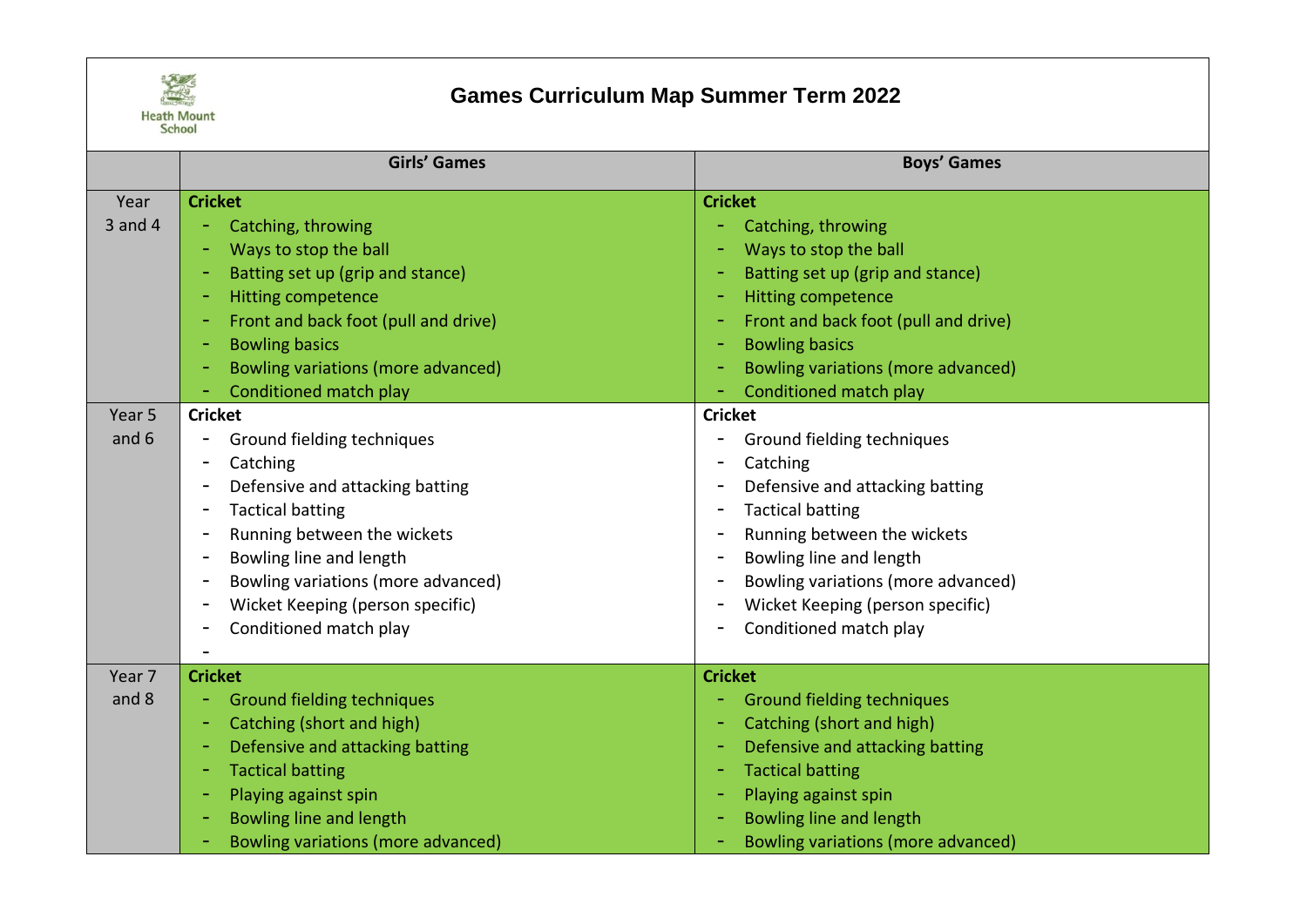Heath Mount School

# Games Curriculum Map Summer Term 2022

| | Girls' Games | Boys' Games |
|---|---|---|
| Year 3 and 4 | **Cricket**<br>- Catching, throwing<br>- Ways to stop the ball<br>- Batting set up (grip and stance)<br>- Hitting competence<br>- Front and back foot (pull and drive)<br>- Bowling basics<br>- Bowling variations (more advanced)<br>- Conditioned match play | **Cricket**<br>- Catching, throwing<br>- Ways to stop the ball<br>- Batting set up (grip and stance)<br>- Hitting competence<br>- Front and back foot (pull and drive)<br>- Bowling basics<br>- Bowling variations (more advanced)<br>- Conditioned match play |
| Year 5 and 6 | **Cricket**<br>- Ground fielding techniques<br>- Catching<br>- Defensive and attacking batting<br>- Tactical batting<br>- Running between the wickets<br>- Bowling line and length<br>- Bowling variations (more advanced)<br>- Wicket Keeping (person specific)<br>- Conditioned match play<br>- | **Cricket**<br>- Ground fielding techniques<br>- Catching<br>- Defensive and attacking batting<br>- Tactical batting<br>- Running between the wickets<br>- Bowling line and length<br>- Bowling variations (more advanced)<br>- Wicket Keeping (person specific)<br>- Conditioned match play |
| Year 7 and 8 | **Cricket**<br>- Ground fielding techniques<br>- Catching (short and high)<br>- Defensive and attacking batting<br>- Tactical batting<br>- Playing against spin<br>- Bowling line and length<br>- Bowling variations (more advanced) | **Cricket**<br>- Ground fielding techniques<br>- Catching (short and high)<br>- Defensive and attacking batting<br>- Tactical batting<br>- Playing against spin<br>- Bowling line and length<br>- Bowling variations (more advanced) |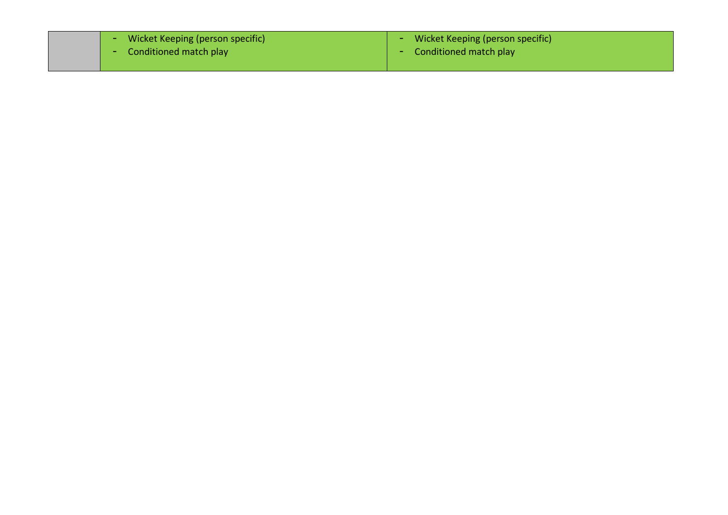| | | |
|---|---|---|
| | - Wicket Keeping (person specific)<br>- Conditioned match play | - Wicket Keeping (person specific)<br>- Conditioned match play |